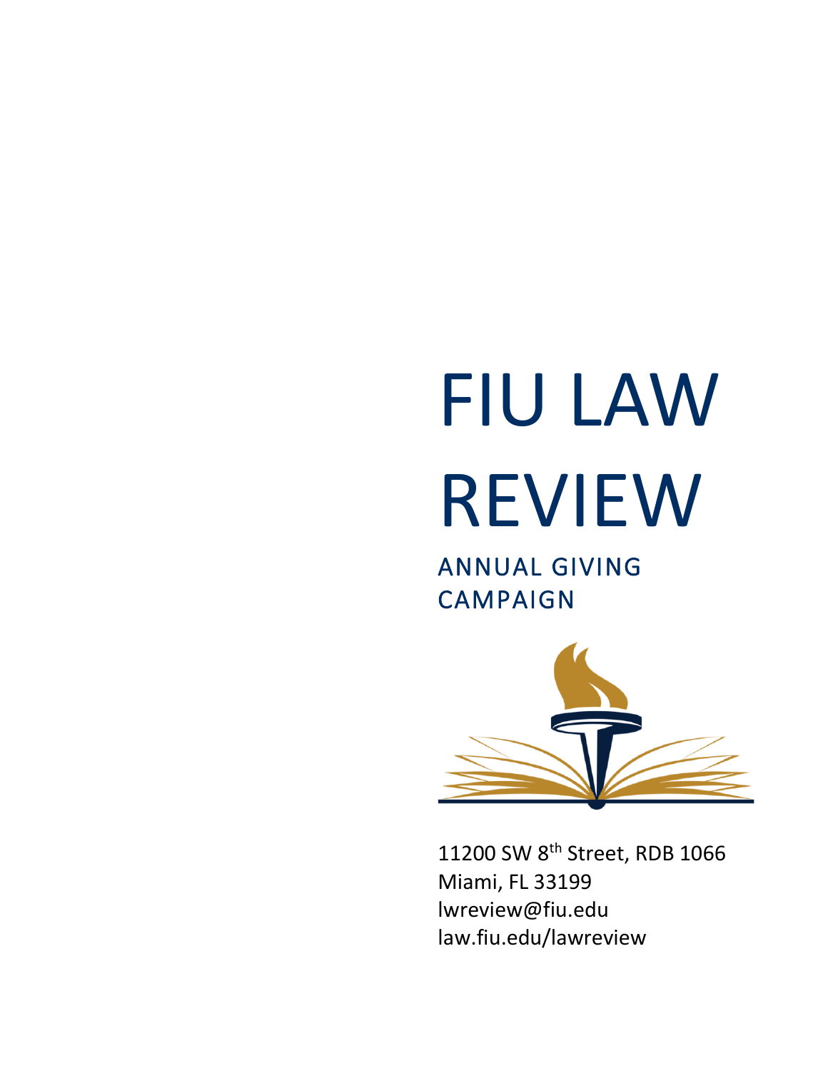# FIU LAW REVIEW

## ANNUAL GIVING CAMPAIGN

11200 SW 8th Street, RDB 1066
Miami, FL 33199
lwreview@fiu.edu
law.fiu.edu/lawreview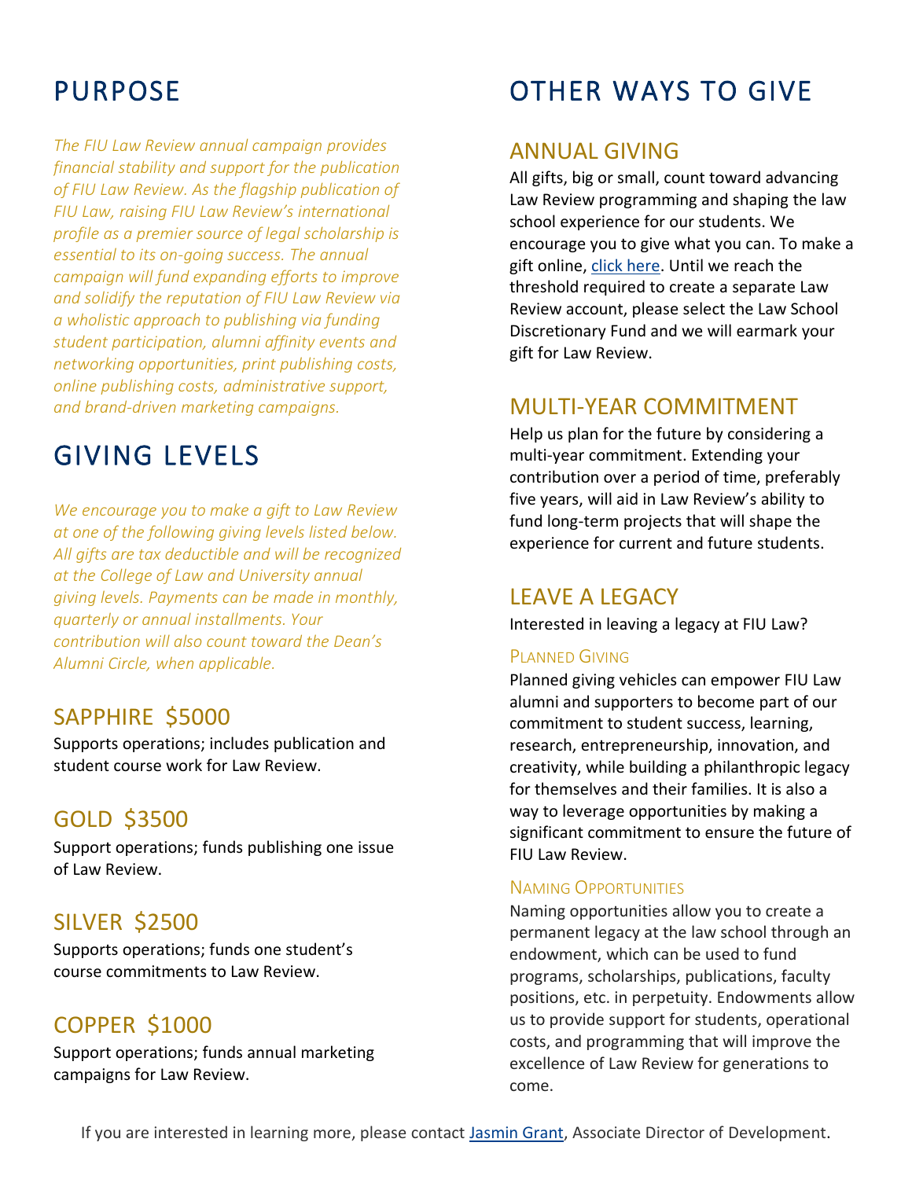# PURPOSE

*The FIU Law Review annual campaign provides financial stability and support for the publication of FIU Law Review. As the flagship publication of FIU Law, raising FIU Law Review's international profile as a premier source of legal scholarship is essential to its on-going success. The annual campaign will fund expanding efforts to improve and solidify the reputation of FIU Law Review via a wholistic approach to publishing via funding student participation, alumni affinity events and networking opportunities, print publishing costs, online publishing costs, administrative support, and brand-driven marketing campaigns.*

# GIVING LEVELS

*We encourage you to make a gift to Law Review at one of the following giving levels listed below. All gifts are tax deductible and will be recognized at the College of Law and University annual giving levels. Payments can be made in monthly, quarterly or annual installments. Your contribution will also count toward the Dean's Alumni Circle, when applicable.*

## SAPPHIRE $5000

Supports operations; includes publication and student course work for Law Review.

## GOLD $3500

Support operations; funds publishing one issue of Law Review.

## SILVER $2500

Supports operations; funds one student's course commitments to Law Review.

## COPPER $1000

Support operations; funds annual marketing campaigns for Law Review.

# OTHER WAYS TO GIVE

## ANNUAL GIVING

All gifts, big or small, count toward advancing Law Review programming and shaping the law school experience for our students. We encourage you to give what you can. To make a gift online, click here. Until we reach the threshold required to create a separate Law Review account, please select the Law School Discretionary Fund and we will earmark your gift for Law Review.

## MULTI-YEAR COMMITMENT

Help us plan for the future by considering a multi-year commitment. Extending your contribution over a period of time, preferably five years, will aid in Law Review's ability to fund long-term projects that will shape the experience for current and future students.

## LEAVE A LEGACY

Interested in leaving a legacy at FIU Law?

### PLANNED GIVING

Planned giving vehicles can empower FIU Law alumni and supporters to become part of our commitment to student success, learning, research, entrepreneurship, innovation, and creativity, while building a philanthropic legacy for themselves and their families. It is also a way to leverage opportunities by making a significant commitment to ensure the future of FIU Law Review.

### NAMING OPPORTUNITIES

Naming opportunities allow you to create a permanent legacy at the law school through an endowment, which can be used to fund programs, scholarships, publications, faculty positions, etc. in perpetuity. Endowments allow us to provide support for students, operational costs, and programming that will improve the excellence of Law Review for generations to come.

If you are interested in learning more, please contact Jasmin Grant, Associate Director of Development.